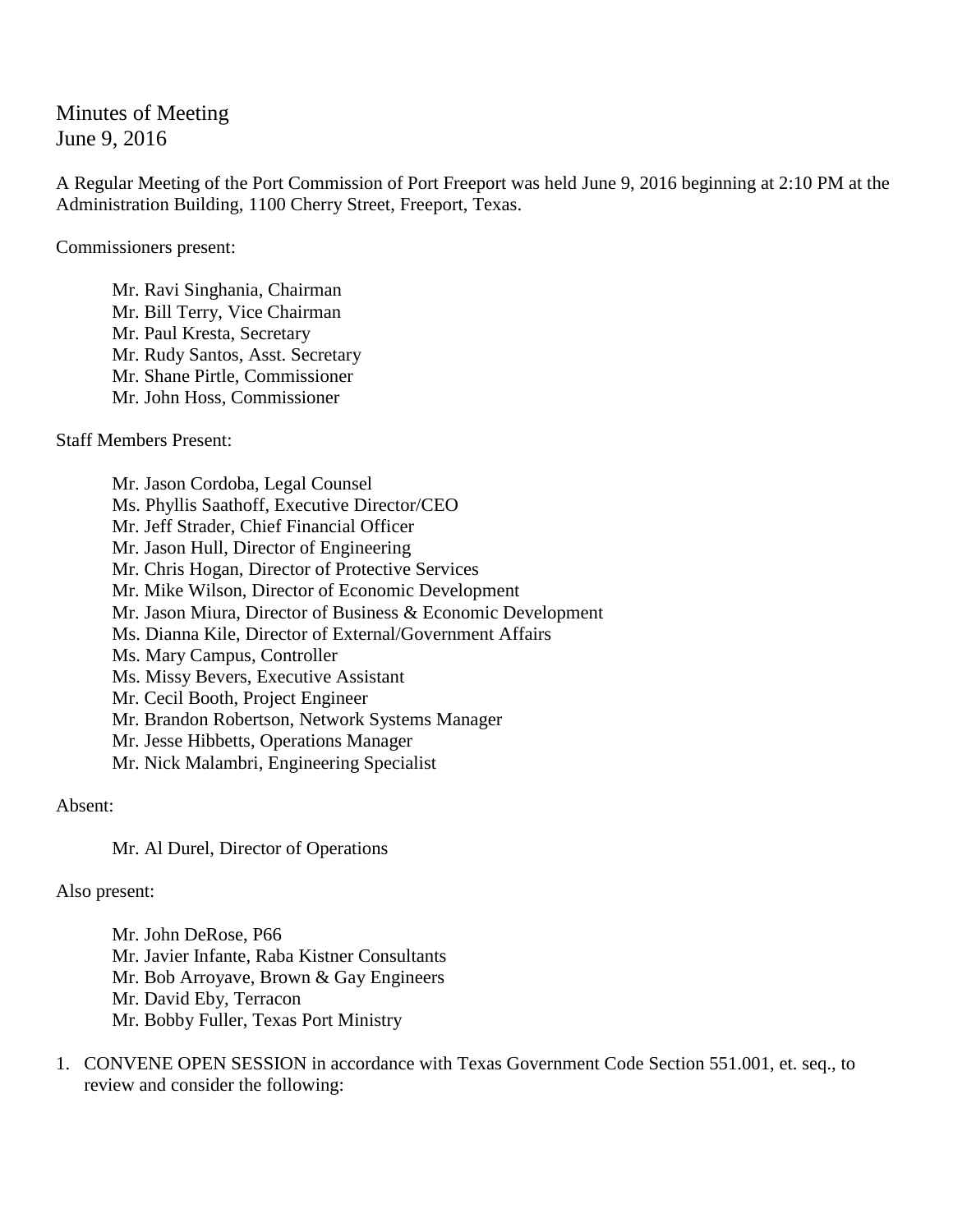Minutes of Meeting
June 9, 2016

A Regular Meeting of the Port Commission of Port Freeport was held June 9, 2016 beginning at 2:10 PM at the Administration Building, 1100 Cherry Street, Freeport, Texas.

Commissioners present:

Mr. Ravi Singhania, Chairman
Mr. Bill Terry, Vice Chairman
Mr. Paul Kresta, Secretary
Mr. Rudy Santos, Asst. Secretary
Mr. Shane Pirtle, Commissioner
Mr. John Hoss, Commissioner

Staff Members Present:

Mr. Jason Cordoba, Legal Counsel
Ms. Phyllis Saathoff, Executive Director/CEO
Mr. Jeff Strader, Chief Financial Officer
Mr. Jason Hull, Director of Engineering
Mr. Chris Hogan, Director of Protective Services
Mr. Mike Wilson, Director of Economic Development
Mr. Jason Miura, Director of Business & Economic Development
Ms. Dianna Kile, Director of External/Government Affairs
Ms. Mary Campus, Controller
Ms. Missy Bevers, Executive Assistant
Mr. Cecil Booth, Project Engineer
Mr. Brandon Robertson, Network Systems Manager
Mr. Jesse Hibbetts, Operations Manager
Mr. Nick Malambri, Engineering Specialist

Absent:

Mr. Al Durel, Director of Operations

Also present:

Mr. John DeRose, P66
Mr. Javier Infante, Raba Kistner Consultants
Mr. Bob Arroyave, Brown & Gay Engineers
Mr. David Eby, Terracon
Mr. Bobby Fuller, Texas Port Ministry

1. CONVENE OPEN SESSION in accordance with Texas Government Code Section 551.001, et. seq., to review and consider the following: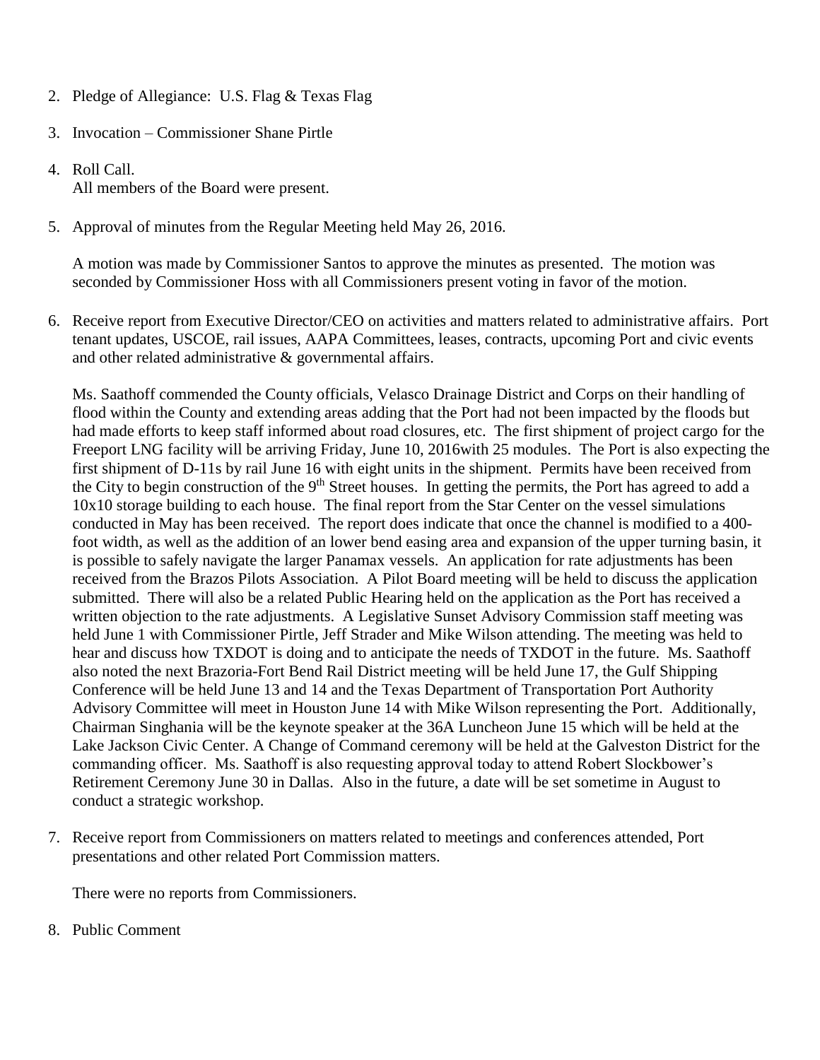2. Pledge of Allegiance: U.S. Flag & Texas Flag

3. Invocation – Commissioner Shane Pirtle

4. Roll Call.
   All members of the Board were present.

5. Approval of minutes from the Regular Meeting held May 26, 2016.

   A motion was made by Commissioner Santos to approve the minutes as presented. The motion was seconded by Commissioner Hoss with all Commissioners present voting in favor of the motion.

6. Receive report from Executive Director/CEO on activities and matters related to administrative affairs. Port tenant updates, USCOE, rail issues, AAPA Committees, leases, contracts, upcoming Port and civic events and other related administrative & governmental affairs.

   Ms. Saathoff commended the County officials, Velasco Drainage District and Corps on their handling of flood within the County and extending areas adding that the Port had not been impacted by the floods but had made efforts to keep staff informed about road closures, etc. The first shipment of project cargo for the Freeport LNG facility will be arriving Friday, June 10, 2016with 25 modules. The Port is also expecting the first shipment of D-11s by rail June 16 with eight units in the shipment. Permits have been received from the City to begin construction of the 9th Street houses. In getting the permits, the Port has agreed to add a 10x10 storage building to each house. The final report from the Star Center on the vessel simulations conducted in May has been received. The report does indicate that once the channel is modified to a 400-foot width, as well as the addition of an lower bend easing area and expansion of the upper turning basin, it is possible to safely navigate the larger Panamax vessels. An application for rate adjustments has been received from the Brazos Pilots Association. A Pilot Board meeting will be held to discuss the application submitted. There will also be a related Public Hearing held on the application as the Port has received a written objection to the rate adjustments. A Legislative Sunset Advisory Commission staff meeting was held June 1 with Commissioner Pirtle, Jeff Strader and Mike Wilson attending. The meeting was held to hear and discuss how TXDOT is doing and to anticipate the needs of TXDOT in the future. Ms. Saathoff also noted the next Brazoria-Fort Bend Rail District meeting will be held June 17, the Gulf Shipping Conference will be held June 13 and 14 and the Texas Department of Transportation Port Authority Advisory Committee will meet in Houston June 14 with Mike Wilson representing the Port. Additionally, Chairman Singhania will be the keynote speaker at the 36A Luncheon June 15 which will be held at the Lake Jackson Civic Center. A Change of Command ceremony will be held at the Galveston District for the commanding officer. Ms. Saathoff is also requesting approval today to attend Robert Slockbower's Retirement Ceremony June 30 in Dallas. Also in the future, a date will be set sometime in August to conduct a strategic workshop.

7. Receive report from Commissioners on matters related to meetings and conferences attended, Port presentations and other related Port Commission matters.

   There were no reports from Commissioners.

8. Public Comment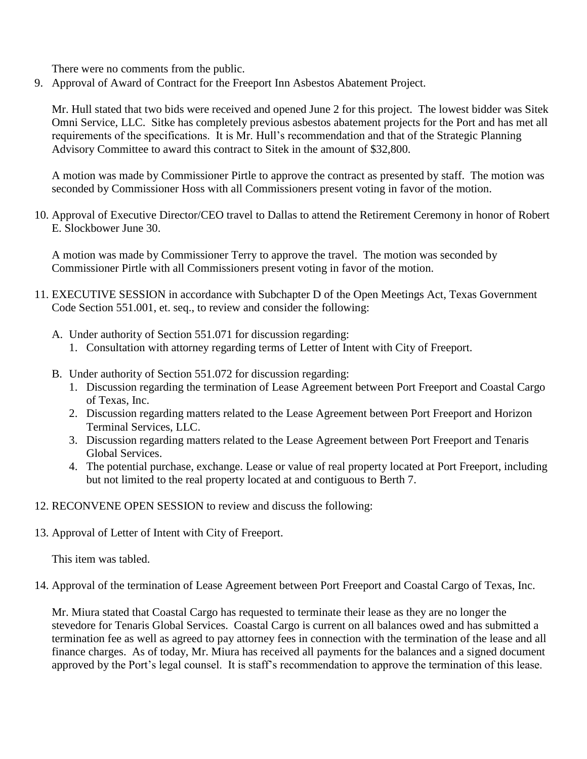There were no comments from the public.

9. Approval of Award of Contract for the Freeport Inn Asbestos Abatement Project.

   Mr. Hull stated that two bids were received and opened June 2 for this project. The lowest bidder was Sitek Omni Service, LLC. Sitke has completely previous asbestos abatement projects for the Port and has met all requirements of the specifications. It is Mr. Hull's recommendation and that of the Strategic Planning Advisory Committee to award this contract to Sitek in the amount of $32,800.

   A motion was made by Commissioner Pirtle to approve the contract as presented by staff. The motion was seconded by Commissioner Hoss with all Commissioners present voting in favor of the motion.

10. Approval of Executive Director/CEO travel to Dallas to attend the Retirement Ceremony in honor of Robert E. Slockbower June 30.

    A motion was made by Commissioner Terry to approve the travel. The motion was seconded by Commissioner Pirtle with all Commissioners present voting in favor of the motion.

11. EXECUTIVE SESSION in accordance with Subchapter D of the Open Meetings Act, Texas Government Code Section 551.001, et. seq., to review and consider the following:

    A. Under authority of Section 551.071 for discussion regarding:
       1. Consultation with attorney regarding terms of Letter of Intent with City of Freeport.

    B. Under authority of Section 551.072 for discussion regarding:
       1. Discussion regarding the termination of Lease Agreement between Port Freeport and Coastal Cargo of Texas, Inc.
       2. Discussion regarding matters related to the Lease Agreement between Port Freeport and Horizon Terminal Services, LLC.
       3. Discussion regarding matters related to the Lease Agreement between Port Freeport and Tenaris Global Services.
       4. The potential purchase, exchange. Lease or value of real property located at Port Freeport, including but not limited to the real property located at and contiguous to Berth 7.

12. RECONVENE OPEN SESSION to review and discuss the following:

13. Approval of Letter of Intent with City of Freeport.

    This item was tabled.

14. Approval of the termination of Lease Agreement between Port Freeport and Coastal Cargo of Texas, Inc.

    Mr. Miura stated that Coastal Cargo has requested to terminate their lease as they are no longer the stevedore for Tenaris Global Services. Coastal Cargo is current on all balances owed and has submitted a termination fee as well as agreed to pay attorney fees in connection with the termination of the lease and all finance charges. As of today, Mr. Miura has received all payments for the balances and a signed document approved by the Port's legal counsel. It is staff's recommendation to approve the termination of this lease.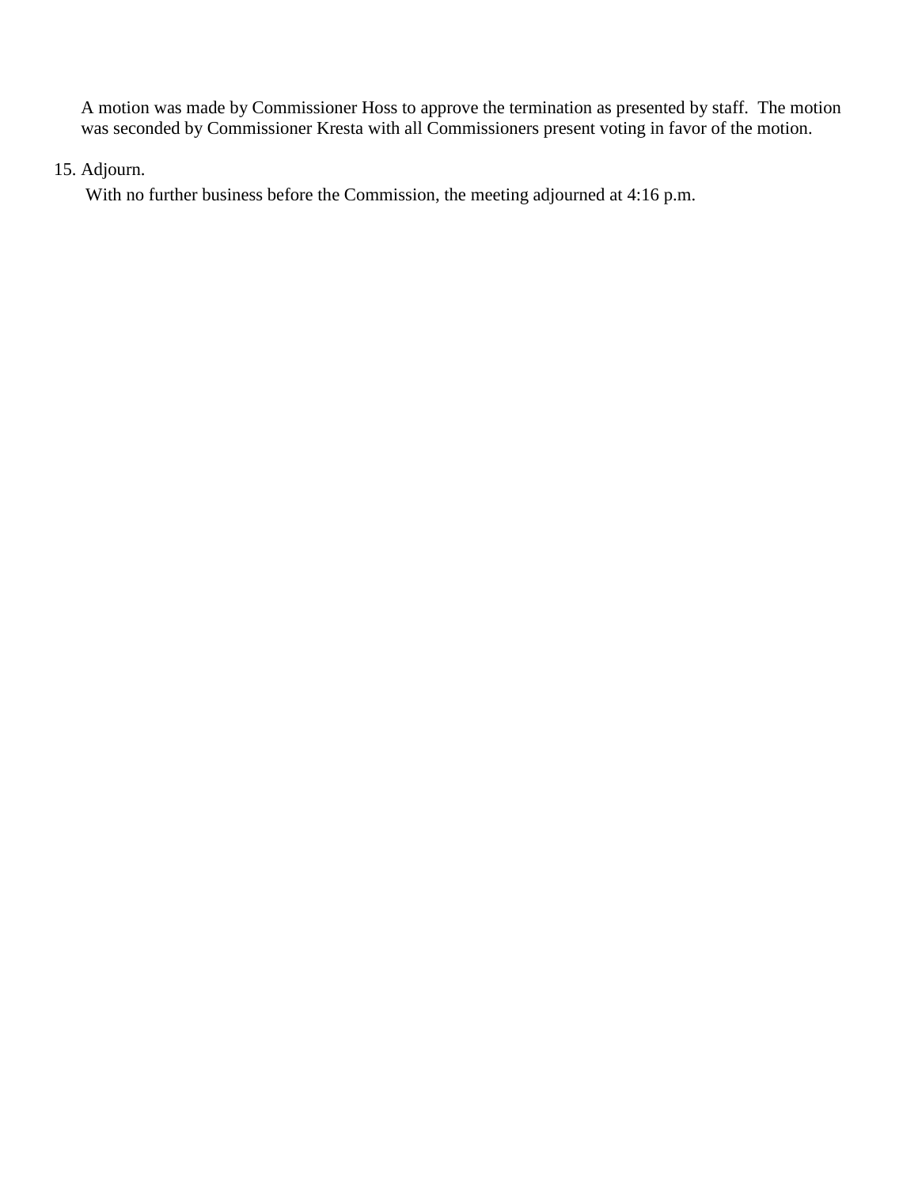A motion was made by Commissioner Hoss to approve the termination as presented by staff. The motion was seconded by Commissioner Kresta with all Commissioners present voting in favor of the motion.

15. Adjourn.

    With no further business before the Commission, the meeting adjourned at 4:16 p.m.